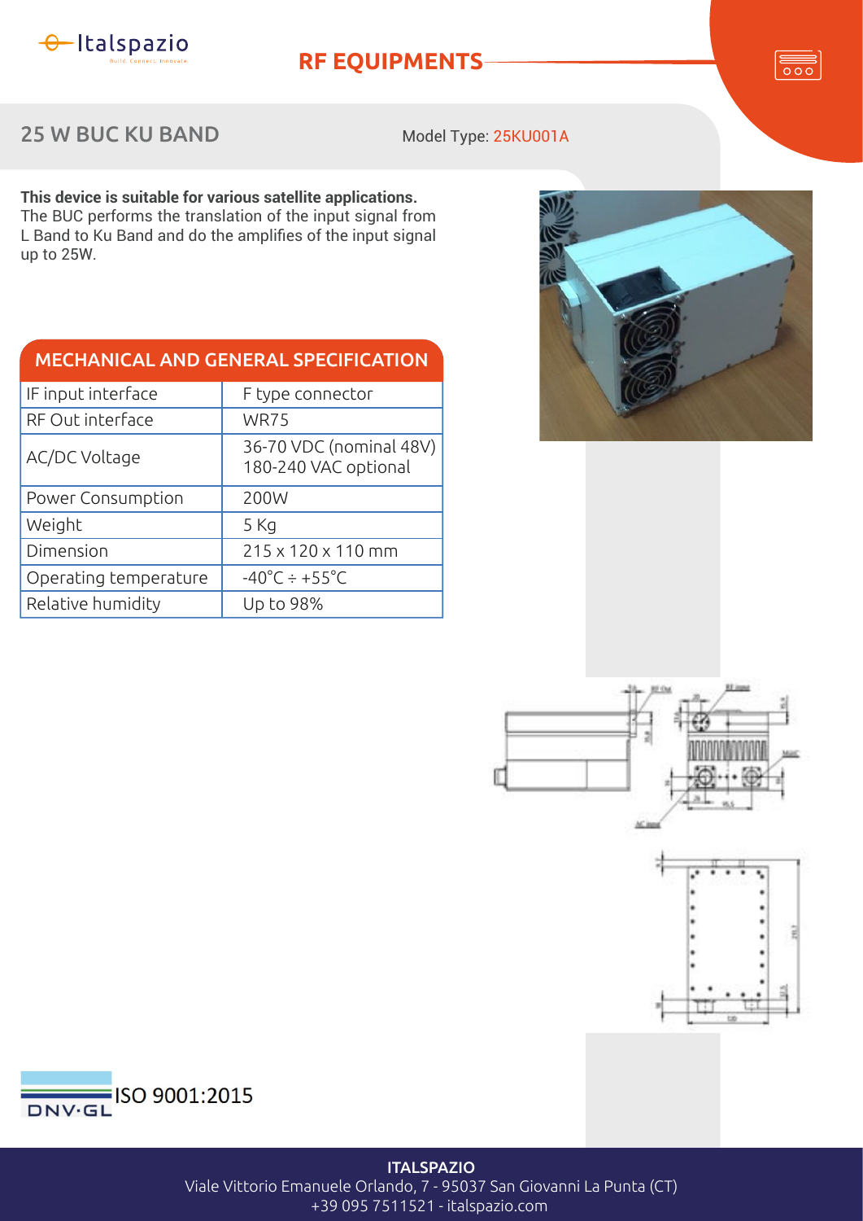RF EQUIPMENTS

# 25 W BUC KU BAND

Model Type: 25KU001A

**This device is suitable for various satellite applications.**
The BUC performs the translation of the input signal from L Band to Ku Band and do the amplifies of the input signal up to 25W.

## MECHANICAL AND GENERAL SPECIFICATION

| Parameter | Value |
| --- | --- |
| IF input interface | F type connector |
| RF Out interface | WR75 |
| AC/DC Voltage | 36-70 VDC (nominal 48V)<br>180-240 VAC optional |
| Power Consumption | 200W |
| Weight | 5 Kg |
| Dimension | 215 x 120 x 110 mm |
| Operating temperature | -40°C ÷ +55°C |
| Relative humidity | Up to 98% |

ISO 9001:2015

**ITALSPAZIO**
Viale Vittorio Emanuele Orlando, 7 - 95037 San Giovanni La Punta (CT)
+39 095 7511521 - italspazio.com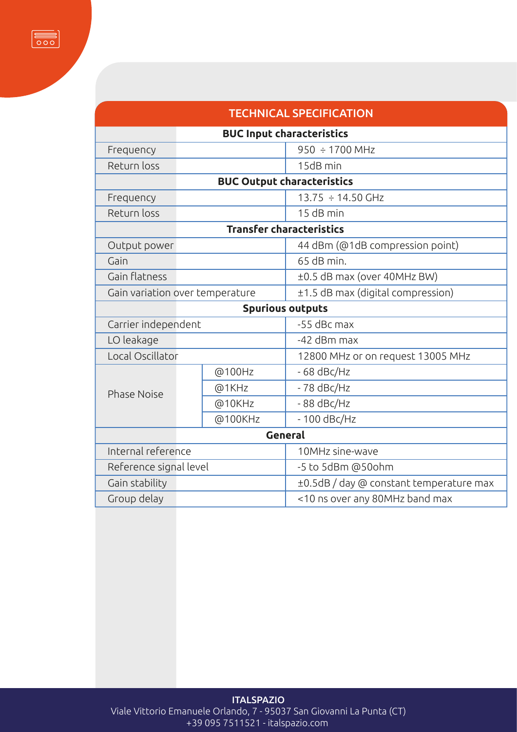## TECHNICAL SPECIFICATION

| | | |
|---|---|---|
| **BUC Input characteristics** | | |
| Frequency | | 950 ÷ 1700 MHz |
| Return loss | | 15dB min |
| **BUC Output characteristics** | | |
| Frequency | | 13.75 ÷ 14.50 GHz |
| Return loss | | 15 dB min |
| **Transfer characteristics** | | |
| Output power | | 44 dBm (@1dB compression point) |
| Gain | | 65 dB min. |
| Gain flatness | | ±0.5 dB max (over 40MHz BW) |
| Gain variation over temperature | | ±1.5 dB max (digital compression) |
| **Spurious outputs** | | |
| Carrier independent | | -55 dBc max |
| LO leakage | | -42 dBm max |
| Local Oscillator | | 12800 MHz or on request 13005 MHz |
| Phase Noise | @100Hz | - 68 dBc/Hz |
| | @1KHz | - 78 dBc/Hz |
| | @10KHz | - 88 dBc/Hz |
| | @100KHz | - 100 dBc/Hz |
| **General** | | |
| Internal reference | | 10MHz sine-wave |
| Reference signal level | | -5 to 5dBm @50ohm |
| Gain stability | | ±0.5dB / day @ constant temperature max |
| Group delay | | <10 ns over any 80MHz band max |

**ITALSPAZIO**
Viale Vittorio Emanuele Orlando, 7 - 95037 San Giovanni La Punta (CT)
+39 095 7511521 - italspazio.com